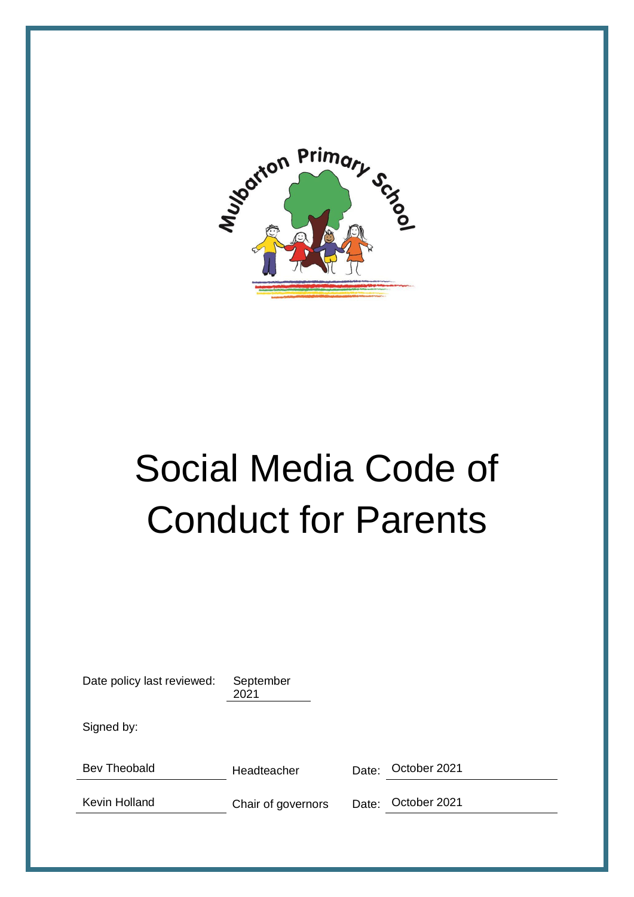# Social Media Code of Conduct for Parents

| | | | |
|---|---|---|---|
| Date policy last reviewed: | September 2021 | | |
| Signed by: | | | |
| Bev Theobald | Headteacher | Date: | October 2021 |
| Kevin Holland | Chair of governors | Date: | October 2021 |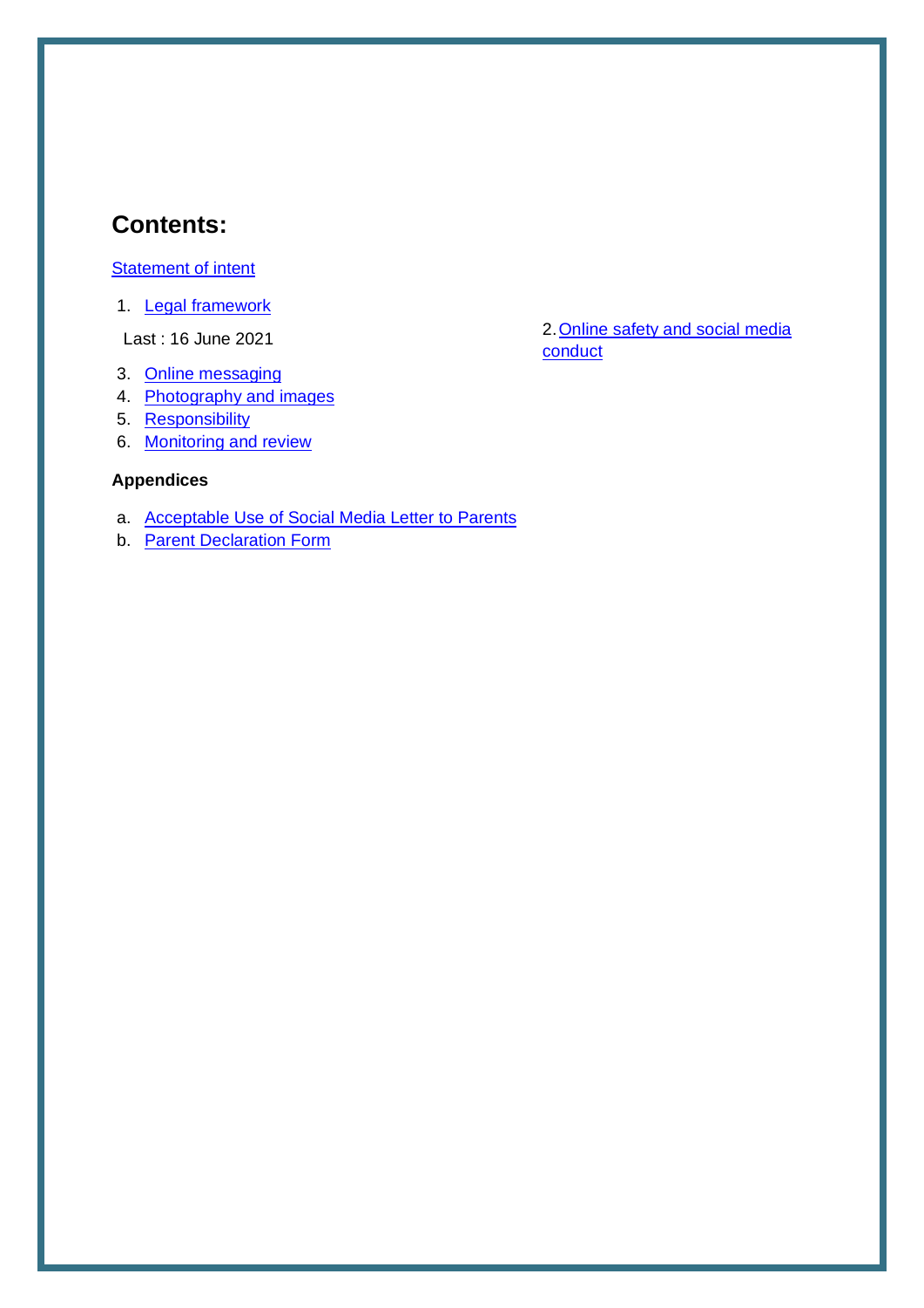## Contents:

Statement of intent

1. Legal framework

Last : 16 June 2021

2. Online safety and social media conduct
3. Online messaging
4. Photography and images
5. Responsibility
6. Monitoring and review

**Appendices**

a. Acceptable Use of Social Media Letter to Parents
b. Parent Declaration Form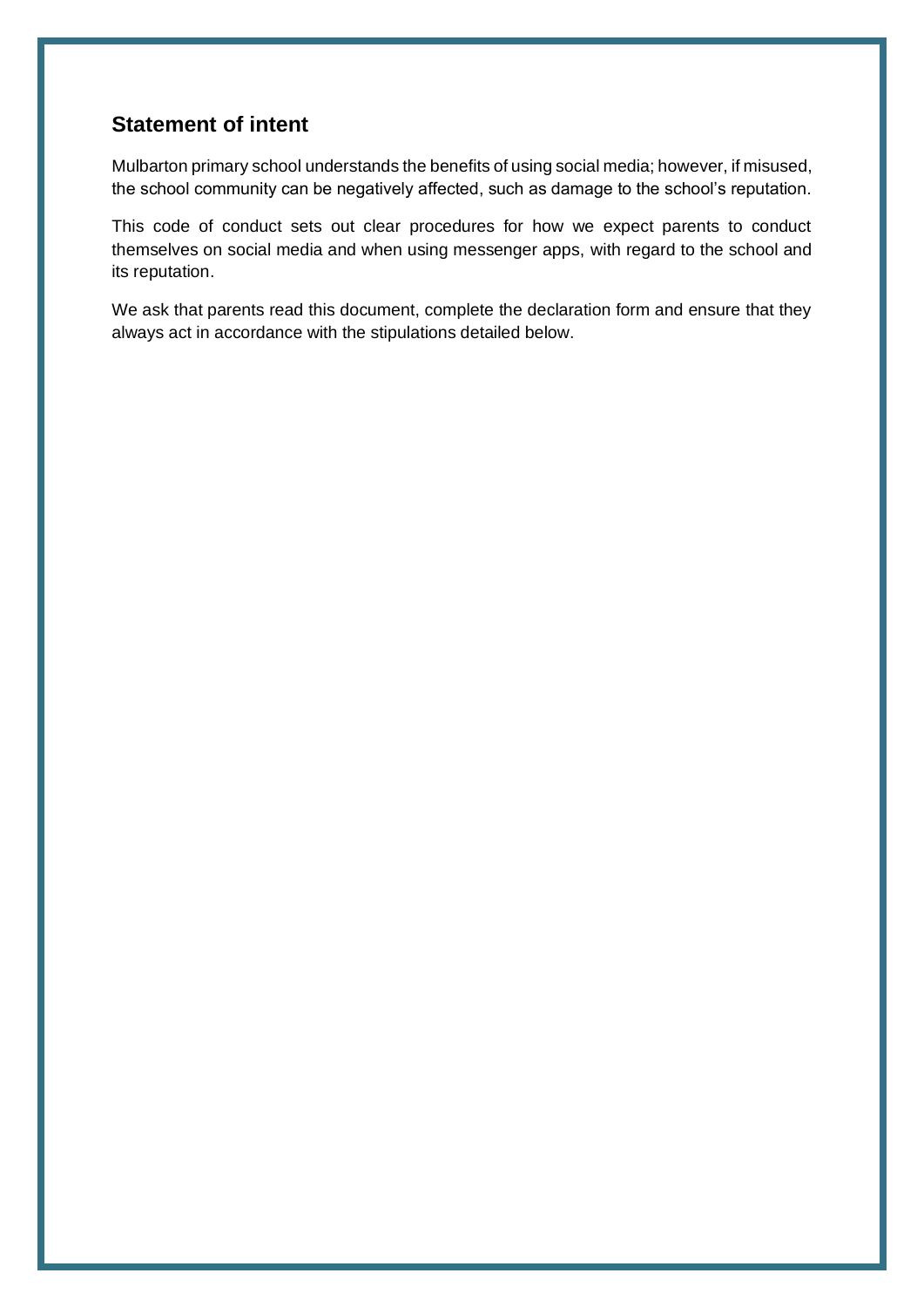## Statement of intent

Mulbarton primary school understands the benefits of using social media; however, if misused, the school community can be negatively affected, such as damage to the school's reputation.

This code of conduct sets out clear procedures for how we expect parents to conduct themselves on social media and when using messenger apps, with regard to the school and its reputation.

We ask that parents read this document, complete the declaration form and ensure that they always act in accordance with the stipulations detailed below.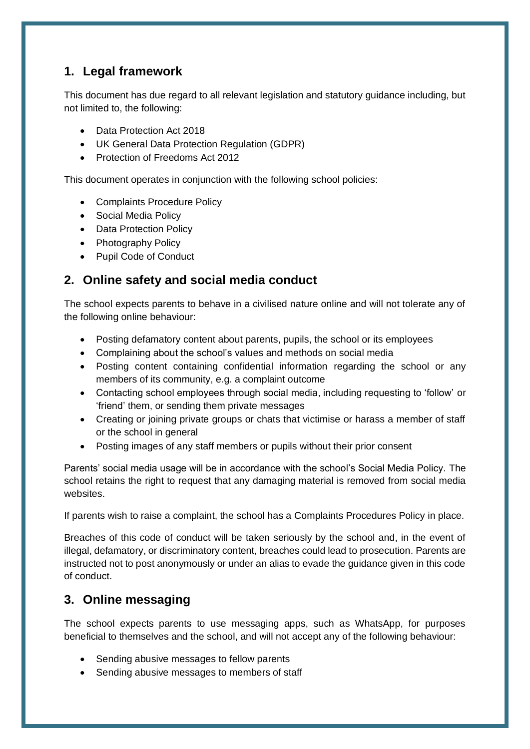## 1. Legal framework

This document has due regard to all relevant legislation and statutory guidance including, but not limited to, the following:

- Data Protection Act 2018
- UK General Data Protection Regulation (GDPR)
- Protection of Freedoms Act 2012

This document operates in conjunction with the following school policies:

- Complaints Procedure Policy
- Social Media Policy
- Data Protection Policy
- Photography Policy
- Pupil Code of Conduct

## 2. Online safety and social media conduct

The school expects parents to behave in a civilised nature online and will not tolerate any of the following online behaviour:

- Posting defamatory content about parents, pupils, the school or its employees
- Complaining about the school's values and methods on social media
- Posting content containing confidential information regarding the school or any members of its community, e.g. a complaint outcome
- Contacting school employees through social media, including requesting to 'follow' or 'friend' them, or sending them private messages
- Creating or joining private groups or chats that victimise or harass a member of staff or the school in general
- Posting images of any staff members or pupils without their prior consent

Parents' social media usage will be in accordance with the school's Social Media Policy. The school retains the right to request that any damaging material is removed from social media websites.

If parents wish to raise a complaint, the school has a Complaints Procedures Policy in place.

Breaches of this code of conduct will be taken seriously by the school and, in the event of illegal, defamatory, or discriminatory content, breaches could lead to prosecution. Parents are instructed not to post anonymously or under an alias to evade the guidance given in this code of conduct.

## 3. Online messaging

The school expects parents to use messaging apps, such as WhatsApp, for purposes beneficial to themselves and the school, and will not accept any of the following behaviour:

- Sending abusive messages to fellow parents
- Sending abusive messages to members of staff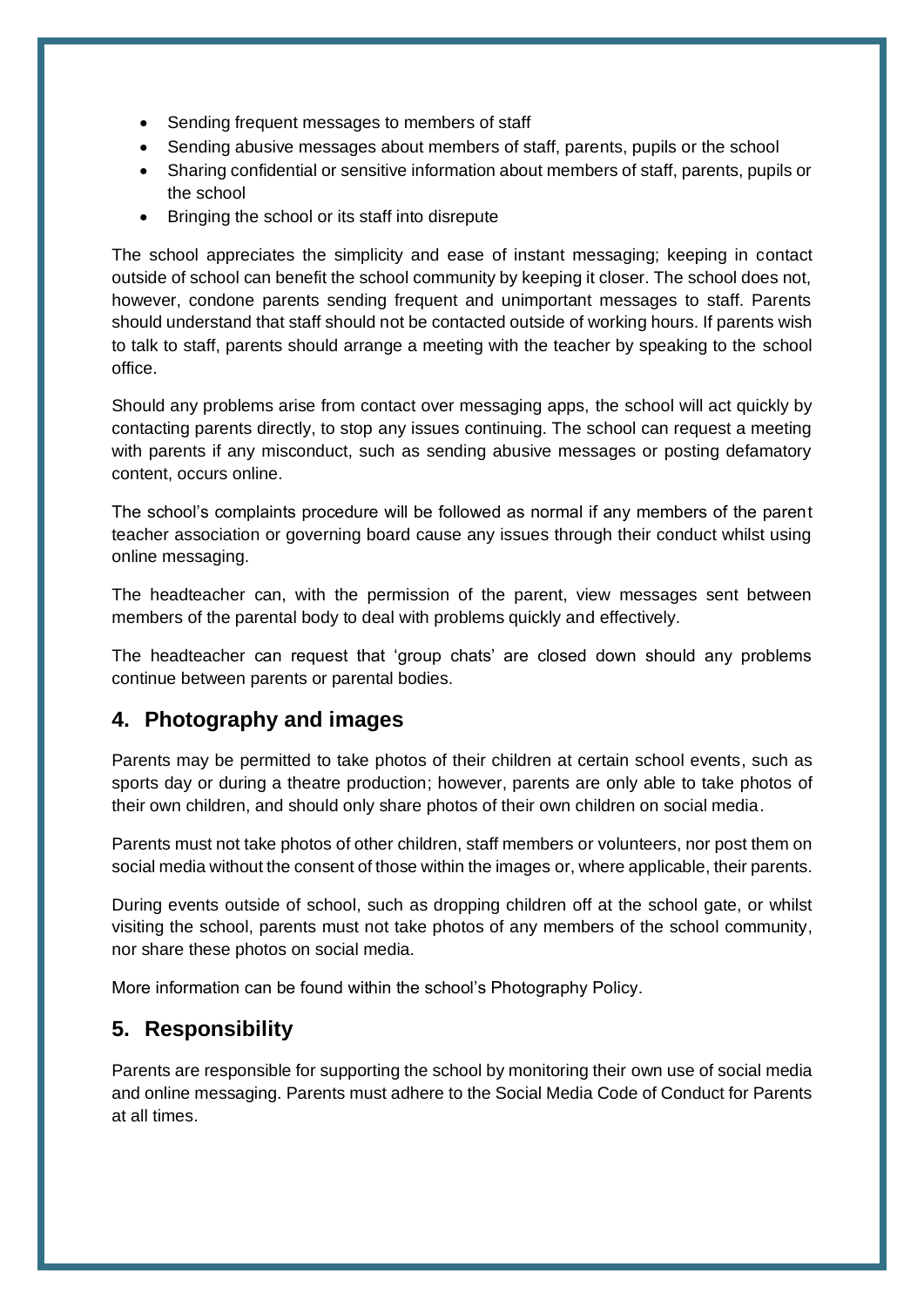- Sending frequent messages to members of staff
- Sending abusive messages about members of staff, parents, pupils or the school
- Sharing confidential or sensitive information about members of staff, parents, pupils or the school
- Bringing the school or its staff into disrepute

The school appreciates the simplicity and ease of instant messaging; keeping in contact outside of school can benefit the school community by keeping it closer. The school does not, however, condone parents sending frequent and unimportant messages to staff. Parents should understand that staff should not be contacted outside of working hours. If parents wish to talk to staff, parents should arrange a meeting with the teacher by speaking to the school office.

Should any problems arise from contact over messaging apps, the school will act quickly by contacting parents directly, to stop any issues continuing. The school can request a meeting with parents if any misconduct, such as sending abusive messages or posting defamatory content, occurs online.

The school's complaints procedure will be followed as normal if any members of the parent teacher association or governing board cause any issues through their conduct whilst using online messaging.

The headteacher can, with the permission of the parent, view messages sent between members of the parental body to deal with problems quickly and effectively.

The headteacher can request that 'group chats' are closed down should any problems continue between parents or parental bodies.

## 4. Photography and images

Parents may be permitted to take photos of their children at certain school events, such as sports day or during a theatre production; however, parents are only able to take photos of their own children, and should only share photos of their own children on social media.

Parents must not take photos of other children, staff members or volunteers, nor post them on social media without the consent of those within the images or, where applicable, their parents.

During events outside of school, such as dropping children off at the school gate, or whilst visiting the school, parents must not take photos of any members of the school community, nor share these photos on social media.

More information can be found within the school's Photography Policy.

## 5. Responsibility

Parents are responsible for supporting the school by monitoring their own use of social media and online messaging. Parents must adhere to the Social Media Code of Conduct for Parents at all times.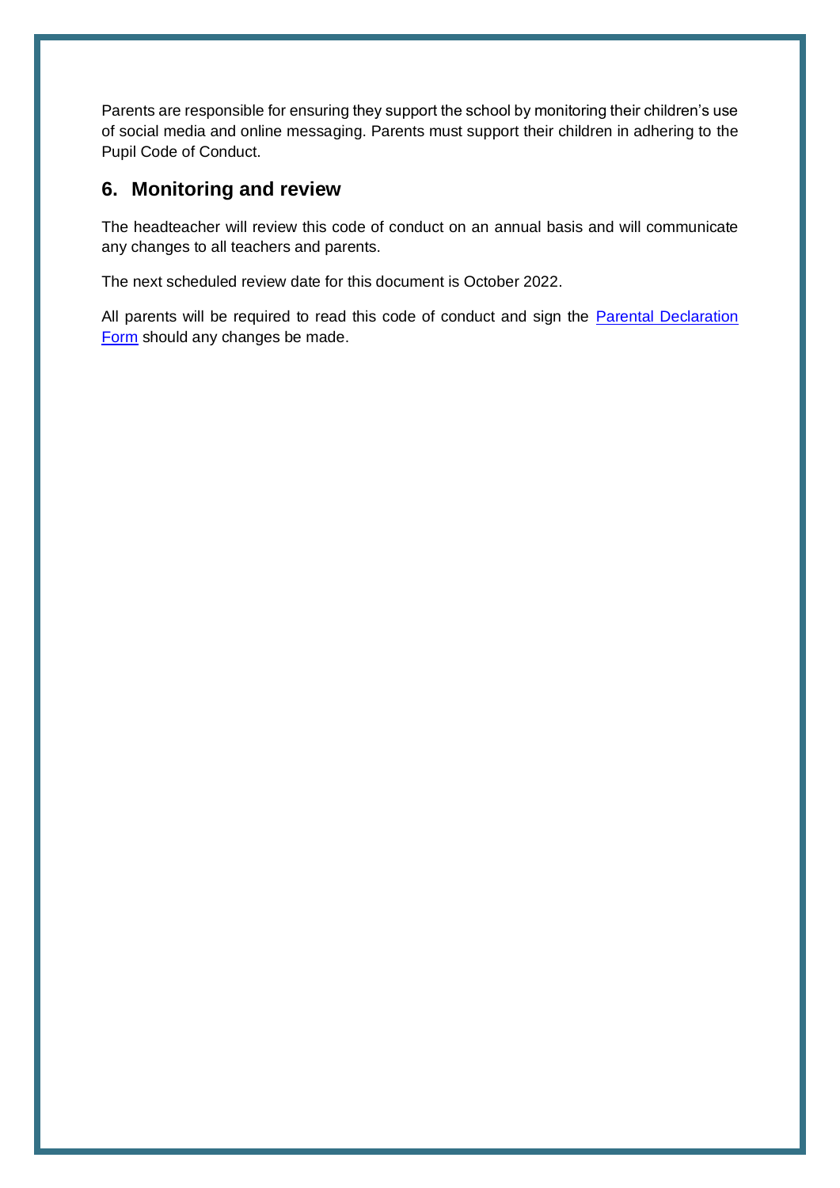Parents are responsible for ensuring they support the school by monitoring their children's use of social media and online messaging. Parents must support their children in adhering to the Pupil Code of Conduct.

## 6. Monitoring and review

The headteacher will review this code of conduct on an annual basis and will communicate any changes to all teachers and parents.

The next scheduled review date for this document is October 2022.

All parents will be required to read this code of conduct and sign the Parental Declaration Form should any changes be made.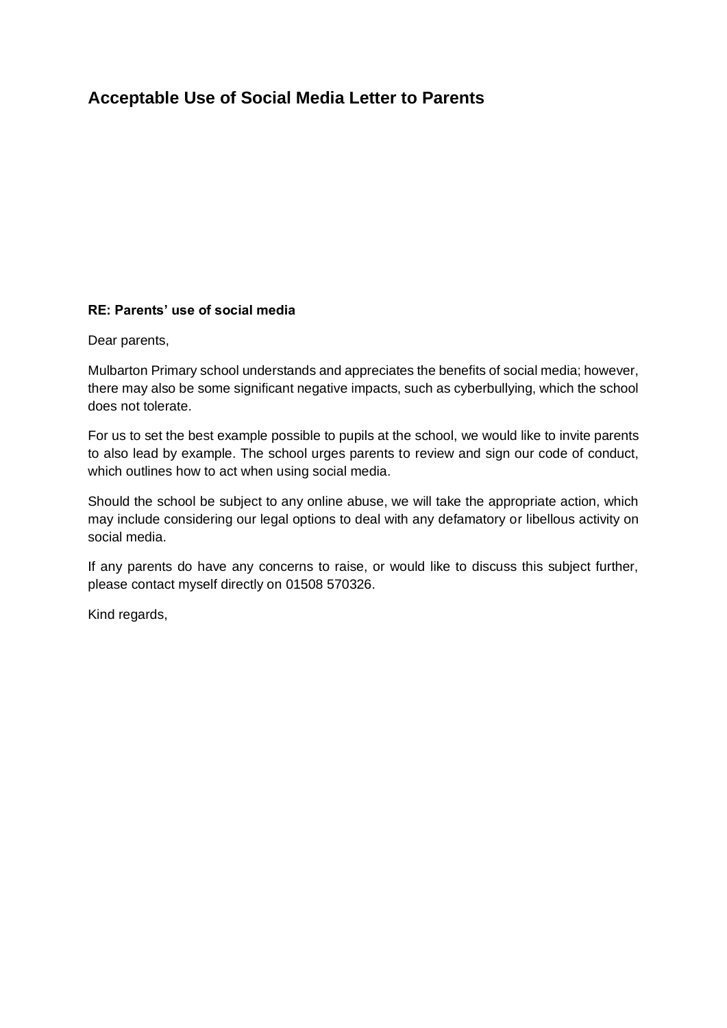## Acceptable Use of Social Media Letter to Parents

**RE: Parents' use of social media**

Dear parents,

Mulbarton Primary school understands and appreciates the benefits of social media; however, there may also be some significant negative impacts, such as cyberbullying, which the school does not tolerate.

For us to set the best example possible to pupils at the school, we would like to invite parents to also lead by example. The school urges parents to review and sign our code of conduct, which outlines how to act when using social media.

Should the school be subject to any online abuse, we will take the appropriate action, which may include considering our legal options to deal with any defamatory or libellous activity on social media.

If any parents do have any concerns to raise, or would like to discuss this subject further, please contact myself directly on 01508 570326.

Kind regards,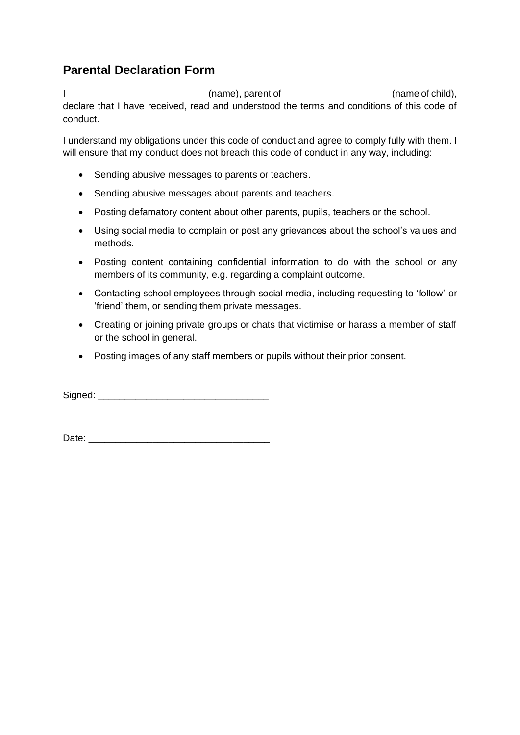## Parental Declaration Form

I _________________________ (name), parent of ___________________ (name of child), declare that I have received, read and understood the terms and conditions of this code of conduct.

I understand my obligations under this code of conduct and agree to comply fully with them. I will ensure that my conduct does not breach this code of conduct in any way, including:

- Sending abusive messages to parents or teachers.
- Sending abusive messages about parents and teachers.
- Posting defamatory content about other parents, pupils, teachers or the school.
- Using social media to complain or post any grievances about the school's values and methods.
- Posting content containing confidential information to do with the school or any members of its community, e.g. regarding a complaint outcome.
- Contacting school employees through social media, including requesting to 'follow' or 'friend' them, or sending them private messages.
- Creating or joining private groups or chats that victimise or harass a member of staff or the school in general.
- Posting images of any staff members or pupils without their prior consent.

Signed: _______________________________

Date: _________________________________